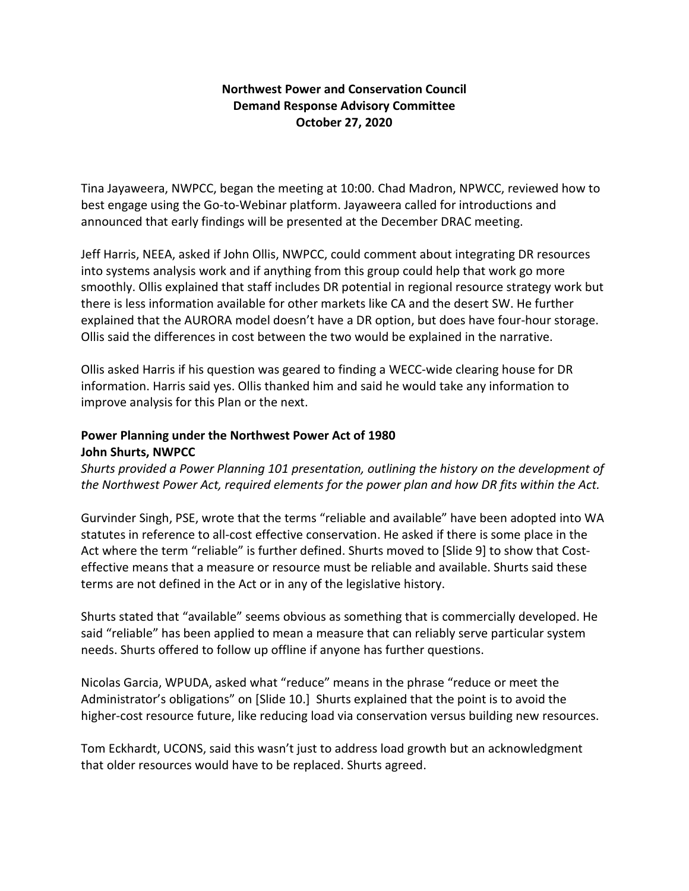**Northwest Power and Conservation Council**
**Demand Response Advisory Committee**
**October 27, 2020**

Tina Jayaweera, NWPCC, began the meeting at 10:00. Chad Madron, NPWCC, reviewed how to best engage using the Go-to-Webinar platform. Jayaweera called for introductions and announced that early findings will be presented at the December DRAC meeting.

Jeff Harris, NEEA, asked if John Ollis, NWPCC, could comment about integrating DR resources into systems analysis work and if anything from this group could help that work go more smoothly. Ollis explained that staff includes DR potential in regional resource strategy work but there is less information available for other markets like CA and the desert SW. He further explained that the AURORA model doesn't have a DR option, but does have four-hour storage. Ollis said the differences in cost between the two would be explained in the narrative.

Ollis asked Harris if his question was geared to finding a WECC-wide clearing house for DR information. Harris said yes. Ollis thanked him and said he would take any information to improve analysis for this Plan or the next.

**Power Planning under the Northwest Power Act of 1980**
**John Shurts, NWPCC**

*Shurts provided a Power Planning 101 presentation, outlining the history on the development of the Northwest Power Act, required elements for the power plan and how DR fits within the Act.*

Gurvinder Singh, PSE, wrote that the terms "reliable and available" have been adopted into WA statutes in reference to all-cost effective conservation. He asked if there is some place in the Act where the term "reliable" is further defined. Shurts moved to [Slide 9] to show that Cost-effective means that a measure or resource must be reliable and available. Shurts said these terms are not defined in the Act or in any of the legislative history.

Shurts stated that "available" seems obvious as something that is commercially developed. He said "reliable" has been applied to mean a measure that can reliably serve particular system needs. Shurts offered to follow up offline if anyone has further questions.

Nicolas Garcia, WPUDA, asked what "reduce" means in the phrase "reduce or meet the Administrator's obligations" on [Slide 10.] Shurts explained that the point is to avoid the higher-cost resource future, like reducing load via conservation versus building new resources.

Tom Eckhardt, UCONS, said this wasn't just to address load growth but an acknowledgment that older resources would have to be replaced. Shurts agreed.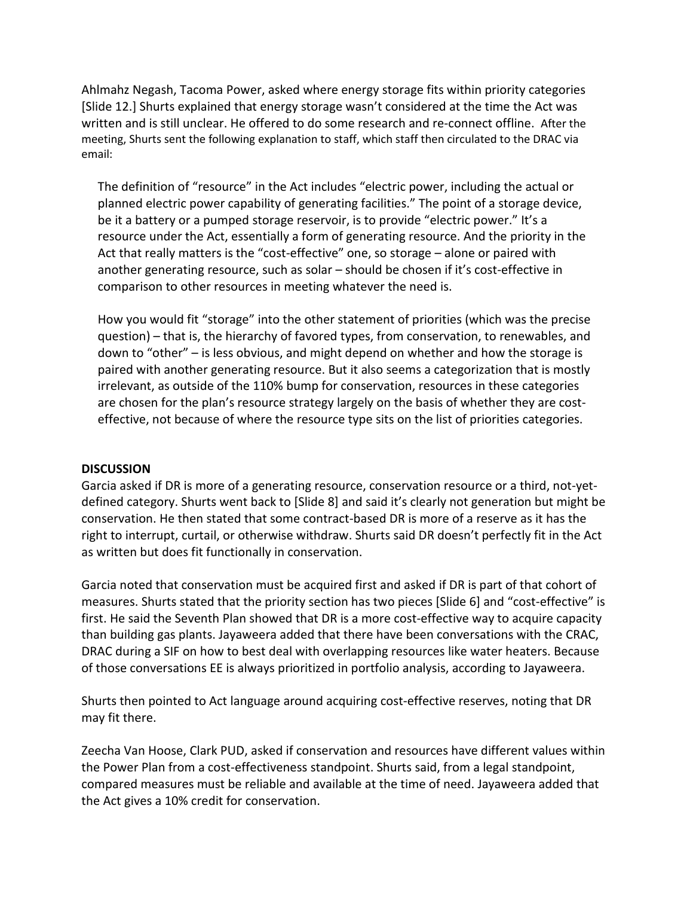Ahlmahz Negash, Tacoma Power, asked where energy storage fits within priority categories [Slide 12.] Shurts explained that energy storage wasn't considered at the time the Act was written and is still unclear. He offered to do some research and re-connect offline. After the meeting, Shurts sent the following explanation to staff, which staff then circulated to the DRAC via email:

> The definition of "resource" in the Act includes "electric power, including the actual or planned electric power capability of generating facilities." The point of a storage device, be it a battery or a pumped storage reservoir, is to provide "electric power." It's a resource under the Act, essentially a form of generating resource. And the priority in the Act that really matters is the "cost-effective" one, so storage – alone or paired with another generating resource, such as solar – should be chosen if it's cost-effective in comparison to other resources in meeting whatever the need is.
>
> How you would fit "storage" into the other statement of priorities (which was the precise question) – that is, the hierarchy of favored types, from conservation, to renewables, and down to "other" – is less obvious, and might depend on whether and how the storage is paired with another generating resource. But it also seems a categorization that is mostly irrelevant, as outside of the 110% bump for conservation, resources in these categories are chosen for the plan's resource strategy largely on the basis of whether they are cost-effective, not because of where the resource type sits on the list of priorities categories.

**DISCUSSION**

Garcia asked if DR is more of a generating resource, conservation resource or a third, not-yet-defined category. Shurts went back to [Slide 8] and said it's clearly not generation but might be conservation. He then stated that some contract-based DR is more of a reserve as it has the right to interrupt, curtail, or otherwise withdraw. Shurts said DR doesn't perfectly fit in the Act as written but does fit functionally in conservation.

Garcia noted that conservation must be acquired first and asked if DR is part of that cohort of measures. Shurts stated that the priority section has two pieces [Slide 6] and "cost-effective" is first. He said the Seventh Plan showed that DR is a more cost-effective way to acquire capacity than building gas plants. Jayaweera added that there have been conversations with the CRAC, DRAC during a SIF on how to best deal with overlapping resources like water heaters. Because of those conversations EE is always prioritized in portfolio analysis, according to Jayaweera.

Shurts then pointed to Act language around acquiring cost-effective reserves, noting that DR may fit there.

Zeecha Van Hoose, Clark PUD, asked if conservation and resources have different values within the Power Plan from a cost-effectiveness standpoint. Shurts said, from a legal standpoint, compared measures must be reliable and available at the time of need. Jayaweera added that the Act gives a 10% credit for conservation.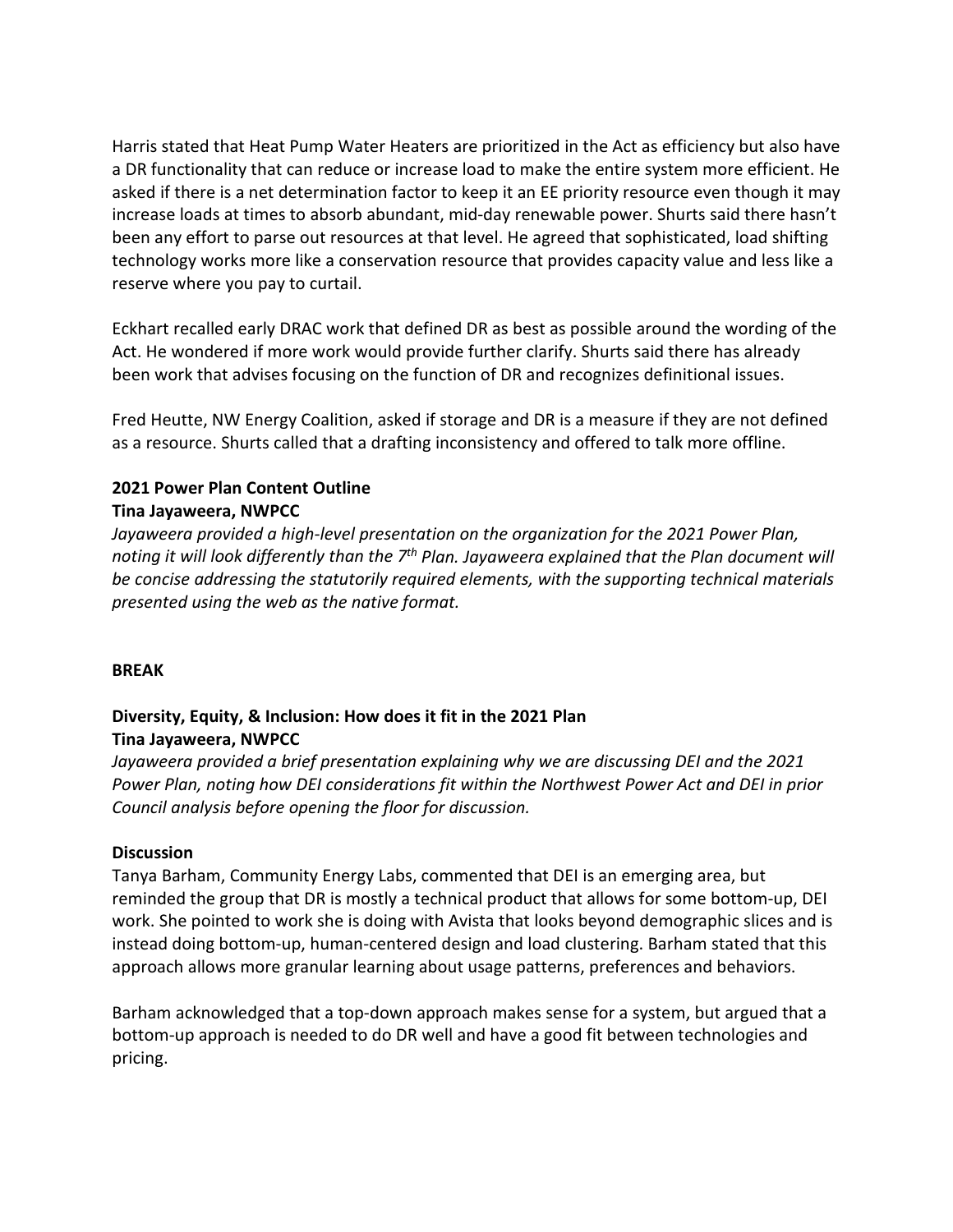Harris stated that Heat Pump Water Heaters are prioritized in the Act as efficiency but also have a DR functionality that can reduce or increase load to make the entire system more efficient. He asked if there is a net determination factor to keep it an EE priority resource even though it may increase loads at times to absorb abundant, mid-day renewable power. Shurts said there hasn't been any effort to parse out resources at that level. He agreed that sophisticated, load shifting technology works more like a conservation resource that provides capacity value and less like a reserve where you pay to curtail.

Eckhart recalled early DRAC work that defined DR as best as possible around the wording of the Act. He wondered if more work would provide further clarify. Shurts said there has already been work that advises focusing on the function of DR and recognizes definitional issues.

Fred Heutte, NW Energy Coalition, asked if storage and DR is a measure if they are not defined as a resource. Shurts called that a drafting inconsistency and offered to talk more offline.

**2021 Power Plan Content Outline**
**Tina Jayaweera, NWPCC**
*Jayaweera provided a high-level presentation on the organization for the 2021 Power Plan, noting it will look differently than the 7th Plan. Jayaweera explained that the Plan document will be concise addressing the statutorily required elements, with the supporting technical materials presented using the web as the native format.*

**BREAK**

**Diversity, Equity, & Inclusion: How does it fit in the 2021 Plan**
**Tina Jayaweera, NWPCC**
*Jayaweera provided a brief presentation explaining why we are discussing DEI and the 2021 Power Plan, noting how DEI considerations fit within the Northwest Power Act and DEI in prior Council analysis before opening the floor for discussion.*

**Discussion**
Tanya Barham, Community Energy Labs, commented that DEI is an emerging area, but reminded the group that DR is mostly a technical product that allows for some bottom-up, DEI work. She pointed to work she is doing with Avista that looks beyond demographic slices and is instead doing bottom-up, human-centered design and load clustering. Barham stated that this approach allows more granular learning about usage patterns, preferences and behaviors.

Barham acknowledged that a top-down approach makes sense for a system, but argued that a bottom-up approach is needed to do DR well and have a good fit between technologies and pricing.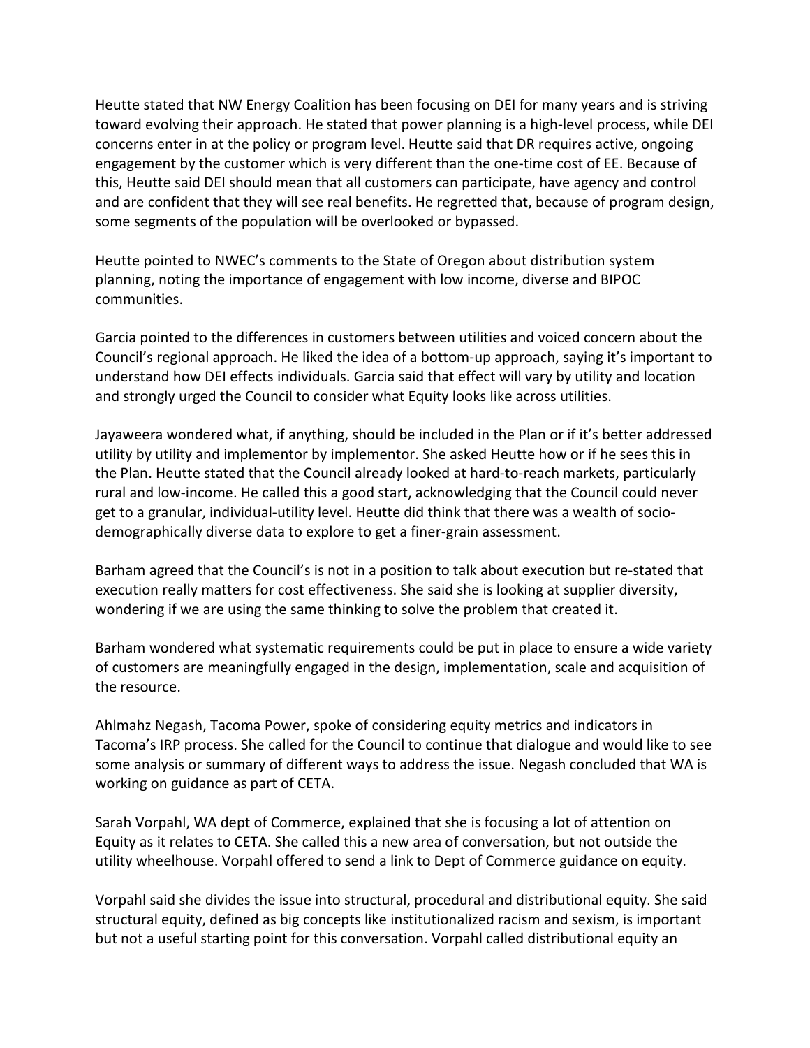Heutte stated that NW Energy Coalition has been focusing on DEI for many years and is striving toward evolving their approach. He stated that power planning is a high-level process, while DEI concerns enter in at the policy or program level. Heutte said that DR requires active, ongoing engagement by the customer which is very different than the one-time cost of EE. Because of this, Heutte said DEI should mean that all customers can participate, have agency and control and are confident that they will see real benefits. He regretted that, because of program design, some segments of the population will be overlooked or bypassed.

Heutte pointed to NWEC's comments to the State of Oregon about distribution system planning, noting the importance of engagement with low income, diverse and BIPOC communities.

Garcia pointed to the differences in customers between utilities and voiced concern about the Council's regional approach. He liked the idea of a bottom-up approach, saying it's important to understand how DEI effects individuals. Garcia said that effect will vary by utility and location and strongly urged the Council to consider what Equity looks like across utilities.

Jayaweera wondered what, if anything, should be included in the Plan or if it's better addressed utility by utility and implementor by implementor. She asked Heutte how or if he sees this in the Plan. Heutte stated that the Council already looked at hard-to-reach markets, particularly rural and low-income. He called this a good start, acknowledging that the Council could never get to a granular, individual-utility level. Heutte did think that there was a wealth of socio-demographically diverse data to explore to get a finer-grain assessment.

Barham agreed that the Council's is not in a position to talk about execution but re-stated that execution really matters for cost effectiveness. She said she is looking at supplier diversity, wondering if we are using the same thinking to solve the problem that created it.

Barham wondered what systematic requirements could be put in place to ensure a wide variety of customers are meaningfully engaged in the design, implementation, scale and acquisition of the resource.

Ahlmahz Negash, Tacoma Power, spoke of considering equity metrics and indicators in Tacoma's IRP process. She called for the Council to continue that dialogue and would like to see some analysis or summary of different ways to address the issue. Negash concluded that WA is working on guidance as part of CETA.

Sarah Vorpahl, WA dept of Commerce, explained that she is focusing a lot of attention on Equity as it relates to CETA. She called this a new area of conversation, but not outside the utility wheelhouse. Vorpahl offered to send a link to Dept of Commerce guidance on equity.

Vorpahl said she divides the issue into structural, procedural and distributional equity. She said structural equity, defined as big concepts like institutionalized racism and sexism, is important but not a useful starting point for this conversation. Vorpahl called distributional equity an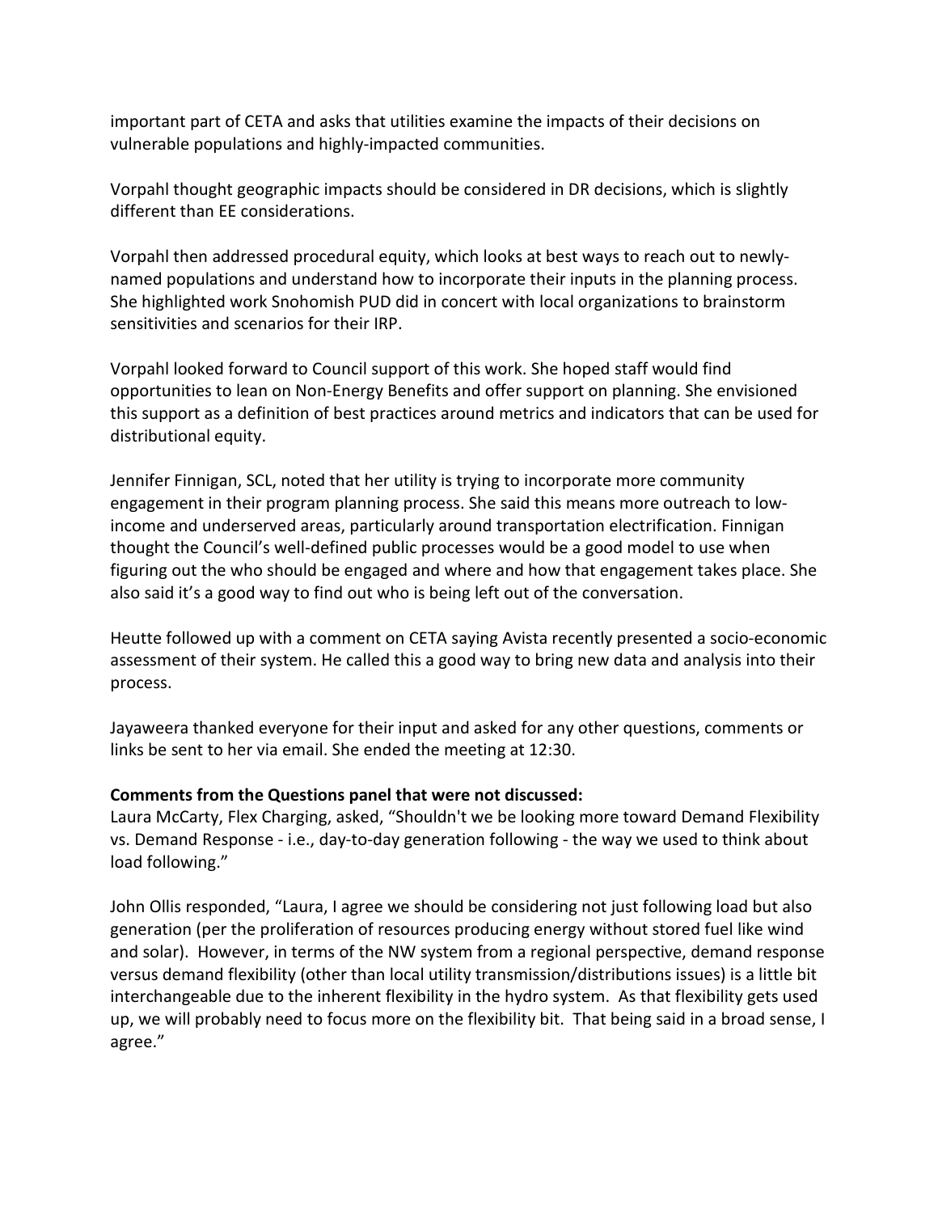important part of CETA and asks that utilities examine the impacts of their decisions on vulnerable populations and highly-impacted communities.

Vorpahl thought geographic impacts should be considered in DR decisions, which is slightly different than EE considerations.

Vorpahl then addressed procedural equity, which looks at best ways to reach out to newly-named populations and understand how to incorporate their inputs in the planning process. She highlighted work Snohomish PUD did in concert with local organizations to brainstorm sensitivities and scenarios for their IRP.

Vorpahl looked forward to Council support of this work. She hoped staff would find opportunities to lean on Non-Energy Benefits and offer support on planning. She envisioned this support as a definition of best practices around metrics and indicators that can be used for distributional equity.

Jennifer Finnigan, SCL, noted that her utility is trying to incorporate more community engagement in their program planning process. She said this means more outreach to low-income and underserved areas, particularly around transportation electrification. Finnigan thought the Council's well-defined public processes would be a good model to use when figuring out the who should be engaged and where and how that engagement takes place. She also said it's a good way to find out who is being left out of the conversation.

Heutte followed up with a comment on CETA saying Avista recently presented a socio-economic assessment of their system. He called this a good way to bring new data and analysis into their process.

Jayaweera thanked everyone for their input and asked for any other questions, comments or links be sent to her via email. She ended the meeting at 12:30.

**Comments from the Questions panel that were not discussed:**

Laura McCarty, Flex Charging, asked, "Shouldn't we be looking more toward Demand Flexibility vs. Demand Response - i.e., day-to-day generation following - the way we used to think about load following."

John Ollis responded, "Laura, I agree we should be considering not just following load but also generation (per the proliferation of resources producing energy without stored fuel like wind and solar). However, in terms of the NW system from a regional perspective, demand response versus demand flexibility (other than local utility transmission/distributions issues) is a little bit interchangeable due to the inherent flexibility in the hydro system. As that flexibility gets used up, we will probably need to focus more on the flexibility bit. That being said in a broad sense, I agree."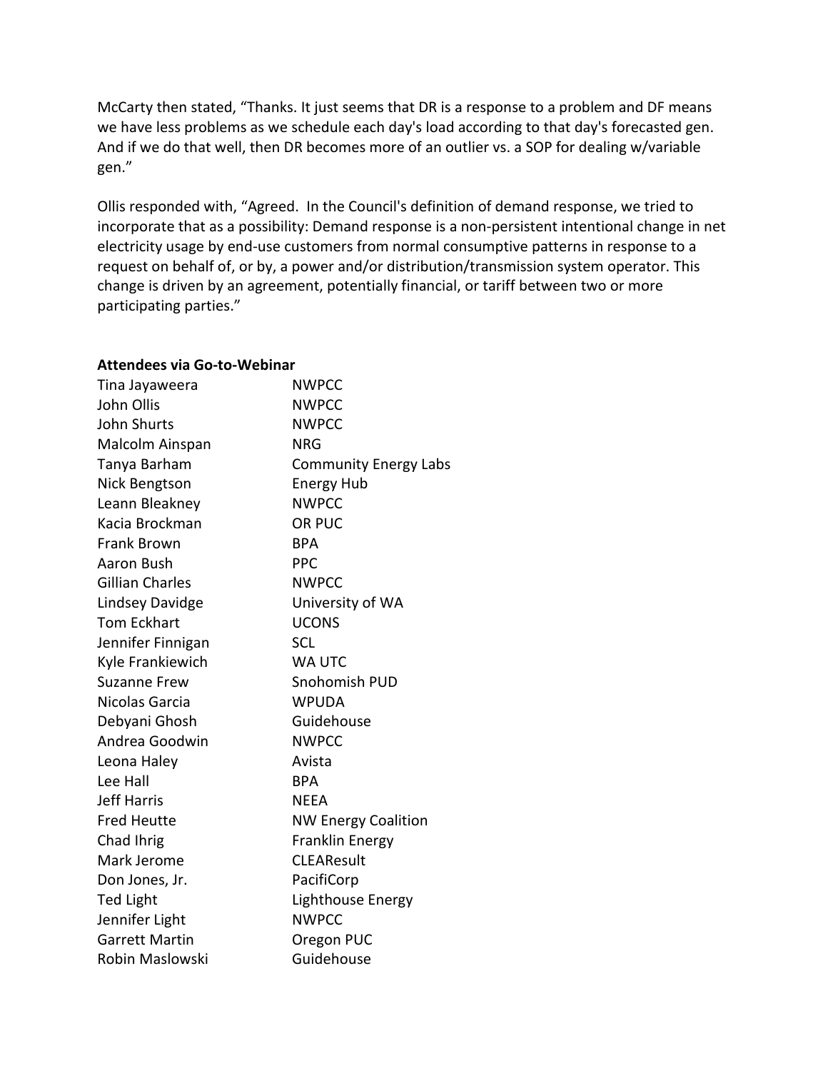McCarty then stated, "Thanks. It just seems that DR is a response to a problem and DF means we have less problems as we schedule each day's load according to that day's forecasted gen. And if we do that well, then DR becomes more of an outlier vs. a SOP for dealing w/variable gen."

Ollis responded with, "Agreed. In the Council's definition of demand response, we tried to incorporate that as a possibility: Demand response is a non-persistent intentional change in net electricity usage by end-use customers from normal consumptive patterns in response to a request on behalf of, or by, a power and/or distribution/transmission system operator. This change is driven by an agreement, potentially financial, or tariff between two or more participating parties."

**Attendees via Go-to-Webinar**

| | |
|---|---|
| Tina Jayaweera | NWPCC |
| John Ollis | NWPCC |
| John Shurts | NWPCC |
| Malcolm Ainspan | NRG |
| Tanya Barham | Community Energy Labs |
| Nick Bengtson | Energy Hub |
| Leann Bleakney | NWPCC |
| Kacia Brockman | OR PUC |
| Frank Brown | BPA |
| Aaron Bush | PPC |
| Gillian Charles | NWPCC |
| Lindsey Davidge | University of WA |
| Tom Eckhart | UCONS |
| Jennifer Finnigan | SCL |
| Kyle Frankiewich | WA UTC |
| Suzanne Frew | Snohomish PUD |
| Nicolas Garcia | WPUDA |
| Debyani Ghosh | Guidehouse |
| Andrea Goodwin | NWPCC |
| Leona Haley | Avista |
| Lee Hall | BPA |
| Jeff Harris | NEEA |
| Fred Heutte | NW Energy Coalition |
| Chad Ihrig | Franklin Energy |
| Mark Jerome | CLEAResult |
| Don Jones, Jr. | PacifiCorp |
| Ted Light | Lighthouse Energy |
| Jennifer Light | NWPCC |
| Garrett Martin | Oregon PUC |
| Robin Maslowski | Guidehouse |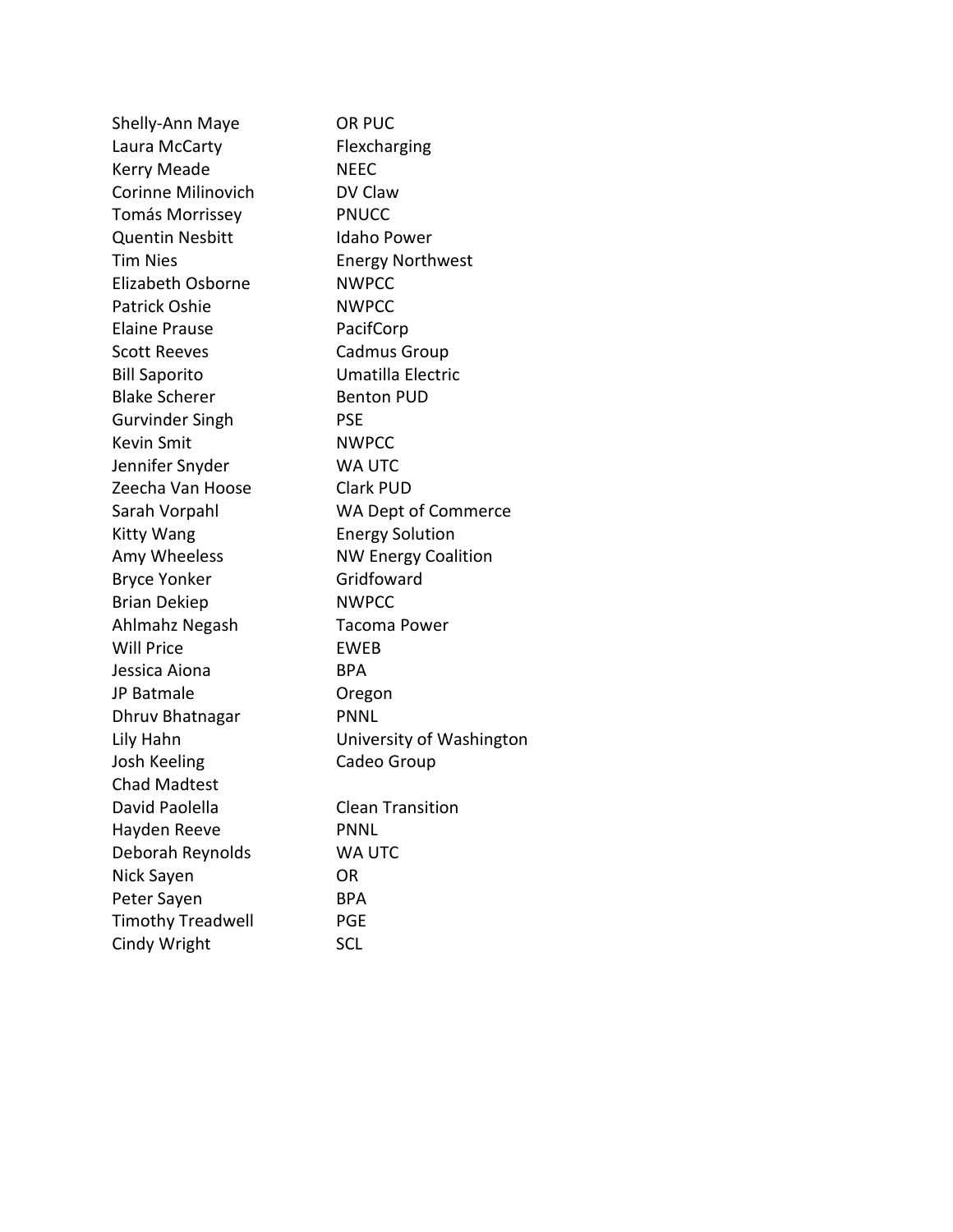| | |
|---|---|
| Shelly-Ann Maye | OR PUC |
| Laura McCarty | Flexcharging |
| Kerry Meade | NEEC |
| Corinne Milinovich | DV Claw |
| Tomás Morrissey | PNUCC |
| Quentin Nesbitt | Idaho Power |
| Tim Nies | Energy Northwest |
| Elizabeth Osborne | NWPCC |
| Patrick Oshie | NWPCC |
| Elaine Prause | PacifCorp |
| Scott Reeves | Cadmus Group |
| Bill Saporito | Umatilla Electric |
| Blake Scherer | Benton PUD |
| Gurvinder Singh | PSE |
| Kevin Smit | NWPCC |
| Jennifer Snyder | WA UTC |
| Zeecha Van Hoose | Clark PUD |
| Sarah Vorpahl | WA Dept of Commerce |
| Kitty Wang | Energy Solution |
| Amy Wheeless | NW Energy Coalition |
| Bryce Yonker | Gridfoward |
| Brian Dekiep | NWPCC |
| Ahlmahz Negash | Tacoma Power |
| Will Price | EWEB |
| Jessica Aiona | BPA |
| JP Batmale | Oregon |
| Dhruv Bhatnagar | PNNL |
| Lily Hahn | University of Washington |
| Josh Keeling | Cadeo Group |
| Chad Madtest | |
| David Paolella | Clean Transition |
| Hayden Reeve | PNNL |
| Deborah Reynolds | WA UTC |
| Nick Sayen | OR |
| Peter Sayen | BPA |
| Timothy Treadwell | PGE |
| Cindy Wright | SCL |